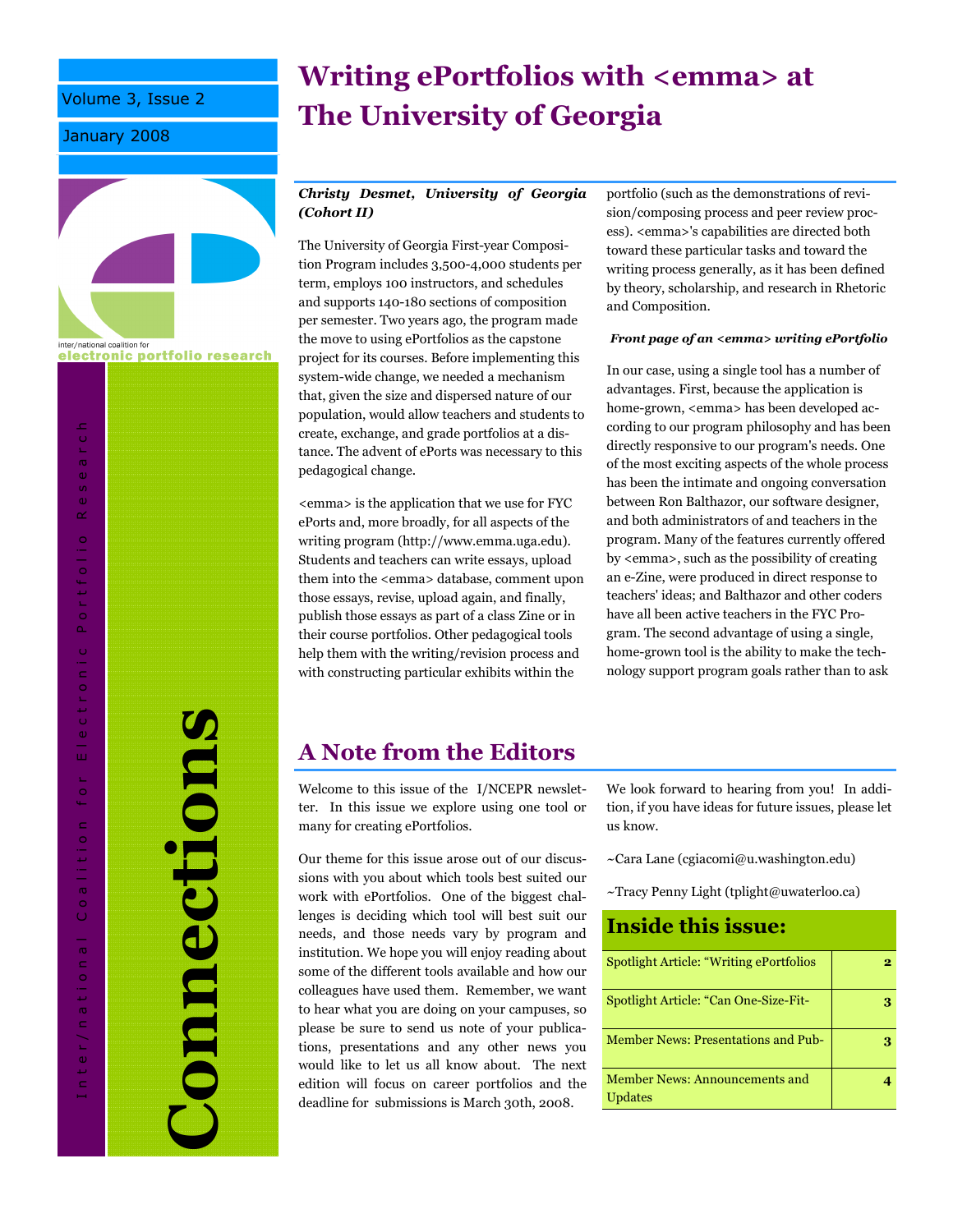Volume 3, Issue 2

January 2008

inter/national coalition for electronic portfolio research

Inter/national Coalition for Electronic Portfolio Research

# Connections

## Writing ePortfolios with <emma> at The University of Georgia

***Christy Desmet, University of Georgia (Cohort II)***

The University of Georgia First-year Composition Program includes 3,500-4,000 students per term, employs 100 instructors, and schedules and supports 140-180 sections of composition per semester. Two years ago, the program made the move to using ePortfolios as the capstone project for its courses. Before implementing this system-wide change, we needed a mechanism that, given the size and dispersed nature of our population, would allow teachers and students to create, exchange, and grade portfolios at a distance. The advent of ePorts was necessary to this pedagogical change.

<emma> is the application that we use for FYC ePorts and, more broadly, for all aspects of the writing program (http://www.emma.uga.edu). Students and teachers can write essays, upload them into the <emma> database, comment upon those essays, revise, upload again, and finally, publish those essays as part of a class Zine or in their course portfolios. Other pedagogical tools help them with the writing/revision process and with constructing particular exhibits within the portfolio (such as the demonstrations of revision/composing process and peer review process). <emma>'s capabilities are directed both toward these particular tasks and toward the writing process generally, as it has been defined by theory, scholarship, and research in Rhetoric and Composition.

***Front page of an <emma> writing ePortfolio***

In our case, using a single tool has a number of advantages. First, because the application is home-grown, <emma> has been developed according to our program philosophy and has been directly responsive to our program's needs. One of the most exciting aspects of the whole process has been the intimate and ongoing conversation between Ron Balthazor, our software designer, and both administrators of and teachers in the program. Many of the features currently offered by <emma>, such as the possibility of creating an e-Zine, were produced in direct response to teachers' ideas; and Balthazor and other coders have all been active teachers in the FYC Program. The second advantage of using a single, home-grown tool is the ability to make the technology support program goals rather than to ask

## A Note from the Editors

Welcome to this issue of the I/NCEPR newsletter. In this issue we explore using one tool or many for creating ePortfolios.

Our theme for this issue arose out of our discussions with you about which tools best suited our work with ePortfolios. One of the biggest challenges is deciding which tool will best suit our needs, and those needs vary by program and institution. We hope you will enjoy reading about some of the different tools available and how our colleagues have used them. Remember, we want to hear what you are doing on your campuses, so please be sure to send us note of your publications, presentations and any other news you would like to let us all know about. The next edition will focus on career portfolios and the deadline for submissions is March 30th, 2008.

We look forward to hearing from you! In addition, if you have ideas for future issues, please let us know.

~Cara Lane (cgiacomi@u.washington.edu)

~Tracy Penny Light (tplight@uwaterloo.ca)

| Inside this issue: | |
|---|---|
| Spotlight Article: "Writing ePortfolios | 2 |
| Spotlight Article: "Can One-Size-Fit- | 3 |
| Member News: Presentations and Pub- | 3 |
| Member News: Announcements and Updates | 4 |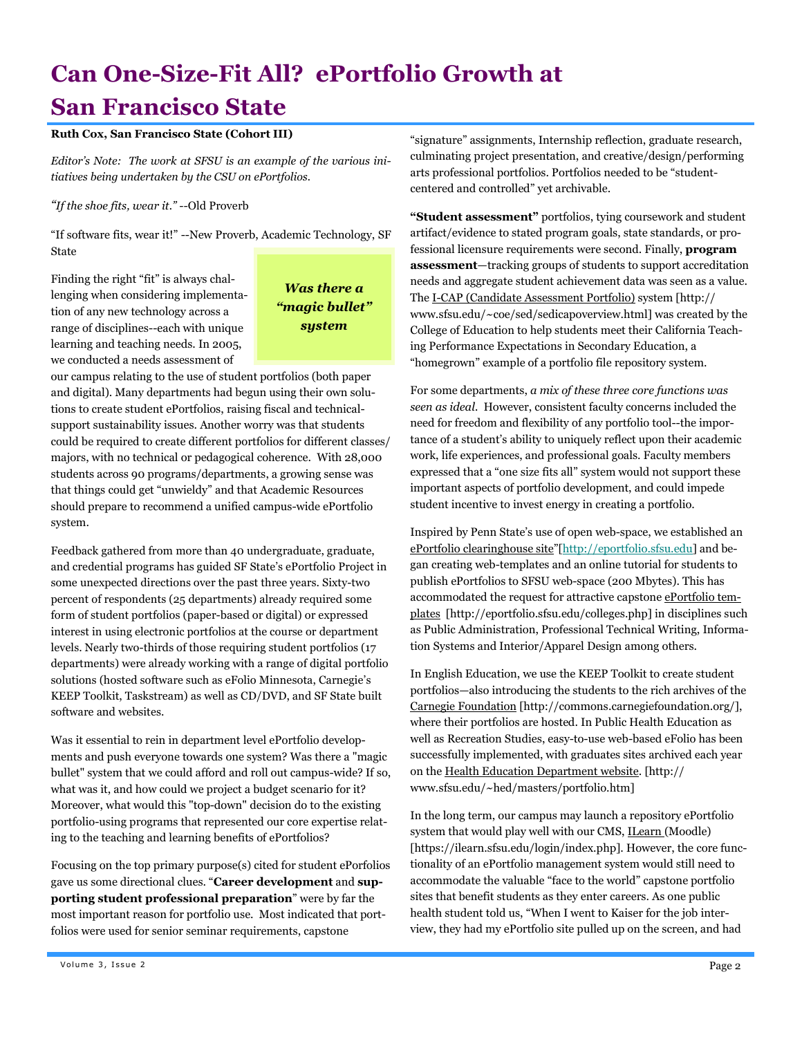# Can One-Size-Fit All? ePortfolio Growth at San Francisco State

**Ruth Cox, San Francisco State (Cohort III)**

*Editor's Note: The work at SFSU is an example of the various initiatives being undertaken by the CSU on ePortfolios.*

*"If the shoe fits, wear it."* --Old Proverb

"If software fits, wear it!" --New Proverb, Academic Technology, SF State

> ***Was there a "magic bullet" system***

Finding the right "fit" is always challenging when considering implementation of any new technology across a range of disciplines--each with unique learning and teaching needs. In 2005, we conducted a needs assessment of our campus relating to the use of student portfolios (both paper and digital). Many departments had begun using their own solutions to create student ePortfolios, raising fiscal and technical-support sustainability issues. Another worry was that students could be required to create different portfolios for different classes/majors, with no technical or pedagogical coherence. With 28,000 students across 90 programs/departments, a growing sense was that things could get "unwieldy" and that Academic Resources should prepare to recommend a unified campus-wide ePortfolio system.

Feedback gathered from more than 40 undergraduate, graduate, and credential programs has guided SF State's ePortfolio Project in some unexpected directions over the past three years. Sixty-two percent of respondents (25 departments) already required some form of student portfolios (paper-based or digital) or expressed interest in using electronic portfolios at the course or department levels. Nearly two-thirds of those requiring student portfolios (17 departments) were already working with a range of digital portfolio solutions (hosted software such as eFolio Minnesota, Carnegie's KEEP Toolkit, Taskstream) as well as CD/DVD, and SF State built software and websites.

Was it essential to rein in department level ePortfolio developments and push everyone towards one system? Was there a "magic bullet" system that we could afford and roll out campus-wide? If so, what was it, and how could we project a budget scenario for it? Moreover, what would this "top-down" decision do to the existing portfolio-using programs that represented our core expertise relating to the teaching and learning benefits of ePortfolios?

Focusing on the top primary purpose(s) cited for student ePorfolios gave us some directional clues. "**Career development** and **supporting student professional preparation**" were by far the most important reason for portfolio use. Most indicated that portfolios were used for senior seminar requirements, capstone "signature" assignments, Internship reflection, graduate research, culminating project presentation, and creative/design/performing arts professional portfolios. Portfolios needed to be "student-centered and controlled" yet archivable.

**"Student assessment"** portfolios, tying coursework and student artifact/evidence to stated program goals, state standards, or professional licensure requirements were second. Finally, **program assessment**—tracking groups of students to support accreditation needs and aggregate student achievement data was seen as a value. The I-CAP (Candidate Assessment Portfolio) system [http://www.sfsu.edu/~coe/sed/sedicapoverview.html] was created by the College of Education to help students meet their California Teaching Performance Expectations in Secondary Education, a "homegrown" example of a portfolio file repository system.

For some departments, *a mix of these three core functions was seen as ideal*. However, consistent faculty concerns included the need for freedom and flexibility of any portfolio tool--the importance of a student's ability to uniquely reflect upon their academic work, life experiences, and professional goals. Faculty members expressed that a "one size fits all" system would not support these important aspects of portfolio development, and could impede student incentive to invest energy in creating a portfolio.

Inspired by Penn State's use of open web-space, we established an ePortfolio clearinghouse site"[http://eportfolio.sfsu.edu] and began creating web-templates and an online tutorial for students to publish ePortfolios to SFSU web-space (200 Mbytes). This has accommodated the request for attractive capstone ePortfolio templates [http://eportfolio.sfsu.edu/colleges.php] in disciplines such as Public Administration, Professional Technical Writing, Information Systems and Interior/Apparel Design among others.

In English Education, we use the KEEP Toolkit to create student portfolios—also introducing the students to the rich archives of the Carnegie Foundation [http://commons.carnegiefoundation.org/], where their portfolios are hosted. In Public Health Education as well as Recreation Studies, easy-to-use web-based eFolio has been successfully implemented, with graduates sites archived each year on the Health Education Department website. [http://www.sfsu.edu/~hed/masters/portfolio.htm]

In the long term, our campus may launch a repository ePortfolio system that would play well with our CMS, ILearn (Moodle) [https://ilearn.sfsu.edu/login/index.php]. However, the core functionality of an ePortfolio management system would still need to accommodate the valuable "face to the world" capstone portfolio sites that benefit students as they enter careers. As one public health student told us, "When I went to Kaiser for the job interview, they had my ePortfolio site pulled up on the screen, and had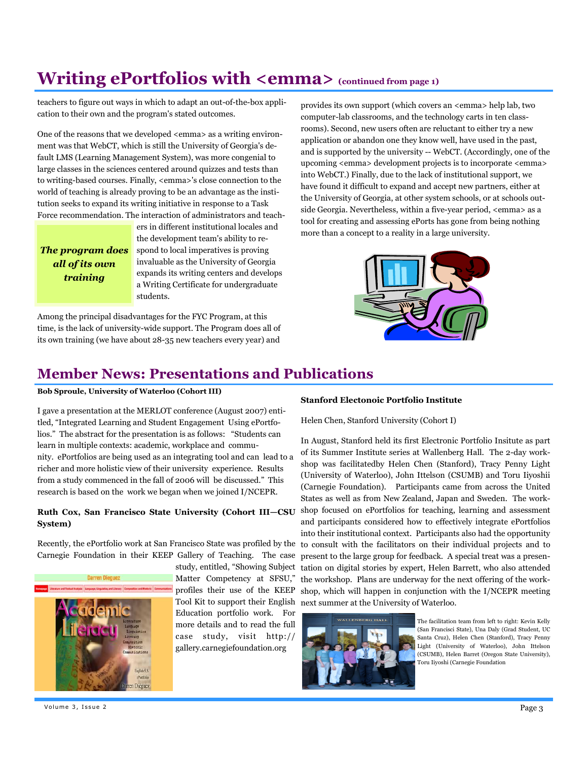# Writing ePortfolios with <emma> (continued from page 1)

teachers to figure out ways in which to adapt an out-of-the-box application to their own and the program's stated outcomes.

One of the reasons that we developed <emma> as a writing environment was that WebCT, which is still the University of Georgia's default LMS (Learning Management System), was more congenial to large classes in the sciences centered around quizzes and tests than to writing-based courses. Finally, <emma>'s close connection to the world of teaching is already proving to be an advantage as the institution seeks to expand its writing initiative in response to a Task Force recommendation. The interaction of administrators and teachers in different institutional locales and the development team's ability to respond to local imperatives is proving invaluable as the University of Georgia expands its writing centers and develops a Writing Certificate for undergraduate students.

***The program does all of its own training***

Among the principal disadvantages for the FYC Program, at this time, is the lack of university-wide support. The Program does all of its own training (we have about 28-35 new teachers every year) and provides its own support (which covers an <emma> help lab, two computer-lab classrooms, and the technology carts in ten classrooms). Second, new users often are reluctant to either try a new application or abandon one they know well, have used in the past, and is supported by the university -- WebCT. (Accordingly, one of the upcoming <emma> development projects is to incorporate <emma> into WebCT.) Finally, due to the lack of institutional support, we have found it difficult to expand and accept new partners, either at the University of Georgia, at other system schools, or at schools outside Georgia. Nevertheless, within a five-year period, <emma> as a tool for creating and assessing ePorts has gone from being nothing more than a concept to a reality in a large university.

# Member News: Presentations and Publications

**Bob Sproule, University of Waterloo (Cohort III)**

I gave a presentation at the MERLOT conference (August 2007) entitled, "Integrated Learning and Student Engagement Using ePortfolios." The abstract for the presentation is as follows: "Students can learn in multiple contexts: academic, workplace and community. ePortfolios are being used as an integrating tool and can lead to a richer and more holistic view of their university experience. Results from a study commenced in the fall of 2006 will be discussed." This research is based on the work we began when we joined I/NCEPR.

**Ruth Cox, San Francisco State University (Cohort III—CSU System)**

Recently, the ePortfolio work at San Francisco State was profiled by the Carnegie Foundation in their KEEP Gallery of Teaching. The case study, entitled, "Showing Subject Matter Competency at SFSU," profiles their use of the KEEP Tool Kit to support their English Education portfolio work. For more details and to read the full case study, visit http://gallery.carnegiefoundation.org

**Stanford Electonoic Portfolio Institute**

Helen Chen, Stanford University (Cohort I)

In August, Stanford held its first Electronic Portfolio Insitute as part of its Summer Institute series at Wallenberg Hall. The 2-day workshop was facilitatedby Helen Chen (Stanford), Tracy Penny Light (University of Waterloo), John Ittelson (CSUMB) and Toru Iiyoshii (Carnegie Foundation). Participants came from across the United States as well as from New Zealand, Japan and Sweden. The workshop focused on ePortfolios for teaching, learning and assessment and participants considered how to effectively integrate ePortfolios into their institutional context. Participants also had the opportunity to consult with the facilitators on their individual projects and to present to the large group for feedback. A special treat was a presentation on digital stories by expert, Helen Barrett, who also attended the workshop. Plans are underway for the next offering of the workshop, which will happen in conjunction with the I/NCEPR meeting next summer at the University of Waterloo.

The facilitation team from left to right: Kevin Kelly (San Francisci State), Una Daly (Grad Student, UC Santa Cruz), Helen Chen (Stanford), Tracy Penny Light (University of Waterloo), John Ittelson (CSUMB), Helen Barret (Oregon State University), Toru Iiyoshi (Carnegie Foundation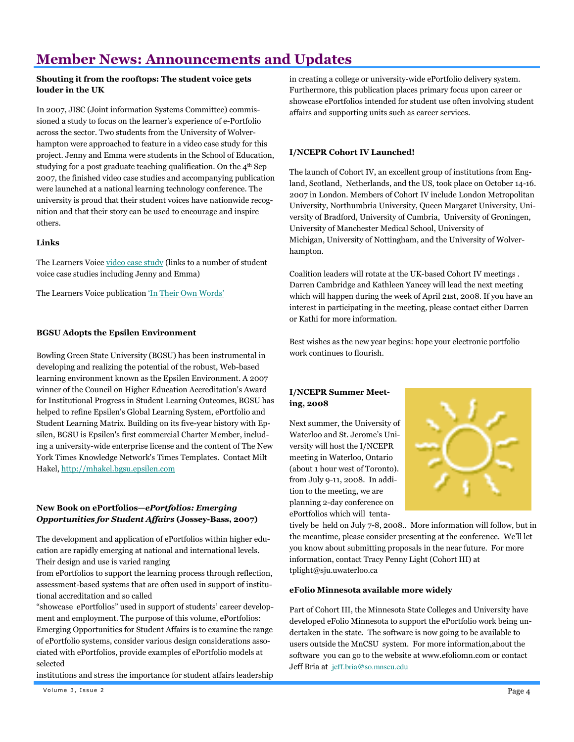# Member News: Announcements and Updates

**Shouting it from the rooftops: The student voice gets louder in the UK**

In 2007, JISC (Joint information Systems Committee) commissioned a study to focus on the learner's experience of e-Portfolio across the sector. Two students from the University of Wolverhampton were approached to feature in a video case study for this project. Jenny and Emma were students in the School of Education, studying for a post graduate teaching qualification. On the 4th Sep 2007, the finished video case studies and accompanying publication were launched at a national learning technology conference. The university is proud that their student voices have nationwide recognition and that their story can be used to encourage and inspire others.

**Links**

The Learners Voice video case study (links to a number of student voice case studies including Jenny and Emma)

The Learners Voice publication 'In Their Own Words'

**BGSU Adopts the Epsilen Environment**

Bowling Green State University (BGSU) has been instrumental in developing and realizing the potential of the robust, Web-based learning environment known as the Epsilen Environment. A 2007 winner of the Council on Higher Education Accreditation's Award for Institutional Progress in Student Learning Outcomes, BGSU has helped to refine Epsilen's Global Learning System, ePortfolio and Student Learning Matrix. Building on its five-year history with Epsilen, BGSU is Epsilen's first commercial Charter Member, including a university-wide enterprise license and the content of The New York Times Knowledge Network's Times Templates. Contact Milt Hakel, http://mhakel.bgsu.epsilen.com

**New Book on ePortfolios—*ePortfolios: Emerging Opportunities for Student Affairs* (Jossey-Bass, 2007)**

The development and application of ePortfolios within higher education are rapidly emerging at national and international levels. Their design and use is varied ranging from ePortfolios to support the learning process through reflection, assessment-based systems that are often used in support of institutional accreditation and so called "showcase ePortfolios" used in support of students' career development and employment. The purpose of this volume, ePortfolios: Emerging Opportunities for Student Affairs is to examine the range of ePortfolio systems, consider various design considerations associated with ePortfolios, provide examples of ePortfolio models at selected institutions and stress the importance for student affairs leadership in creating a college or university-wide ePortfolio delivery system. Furthermore, this publication places primary focus upon career or showcase ePortfolios intended for student use often involving student affairs and supporting units such as career services.

**I/NCEPR Cohort IV Launched!**

The launch of Cohort IV, an excellent group of institutions from England, Scotland, Netherlands, and the US, took place on October 14-16. 2007 in London. Members of Cohort IV include London Metropolitan University, Northumbria University, Queen Margaret University, University of Bradford, University of Cumbria, University of Groningen, University of Manchester Medical School, University of Michigan, University of Nottingham, and the University of Wolverhampton.

Coalition leaders will rotate at the UK-based Cohort IV meetings . Darren Cambridge and Kathleen Yancey will lead the next meeting which will happen during the week of April 21st, 2008. If you have an interest in participating in the meeting, please contact either Darren or Kathi for more information.

Best wishes as the new year begins: hope your electronic portfolio work continues to flourish.

**I/NCEPR Summer Meeting, 2008**

Next summer, the University of Waterloo and St. Jerome's University will host the I/NCEPR meeting in Waterloo, Ontario (about 1 hour west of Toronto). from July 9-11, 2008. In addition to the meeting, we are planning 2-day conference on ePortfolios which will tentatively be held on July 7-8, 2008.. More information will follow, but in the meantime, please consider presenting at the conference. We'll let you know about submitting proposals in the near future. For more information, contact Tracy Penny Light (Cohort III) at tplight@sju.uwaterloo.ca

**eFolio Minnesota available more widely**

Part of Cohort III, the Minnesota State Colleges and University have developed eFolio Minnesota to support the ePortfolio work being undertaken in the state. The software is now going to be available to users outside the MnCSU system. For more information,about the software you can go to the website at www.efoliomn.com or contact Jeff Bria at jeff.bria@so.mnscu.edu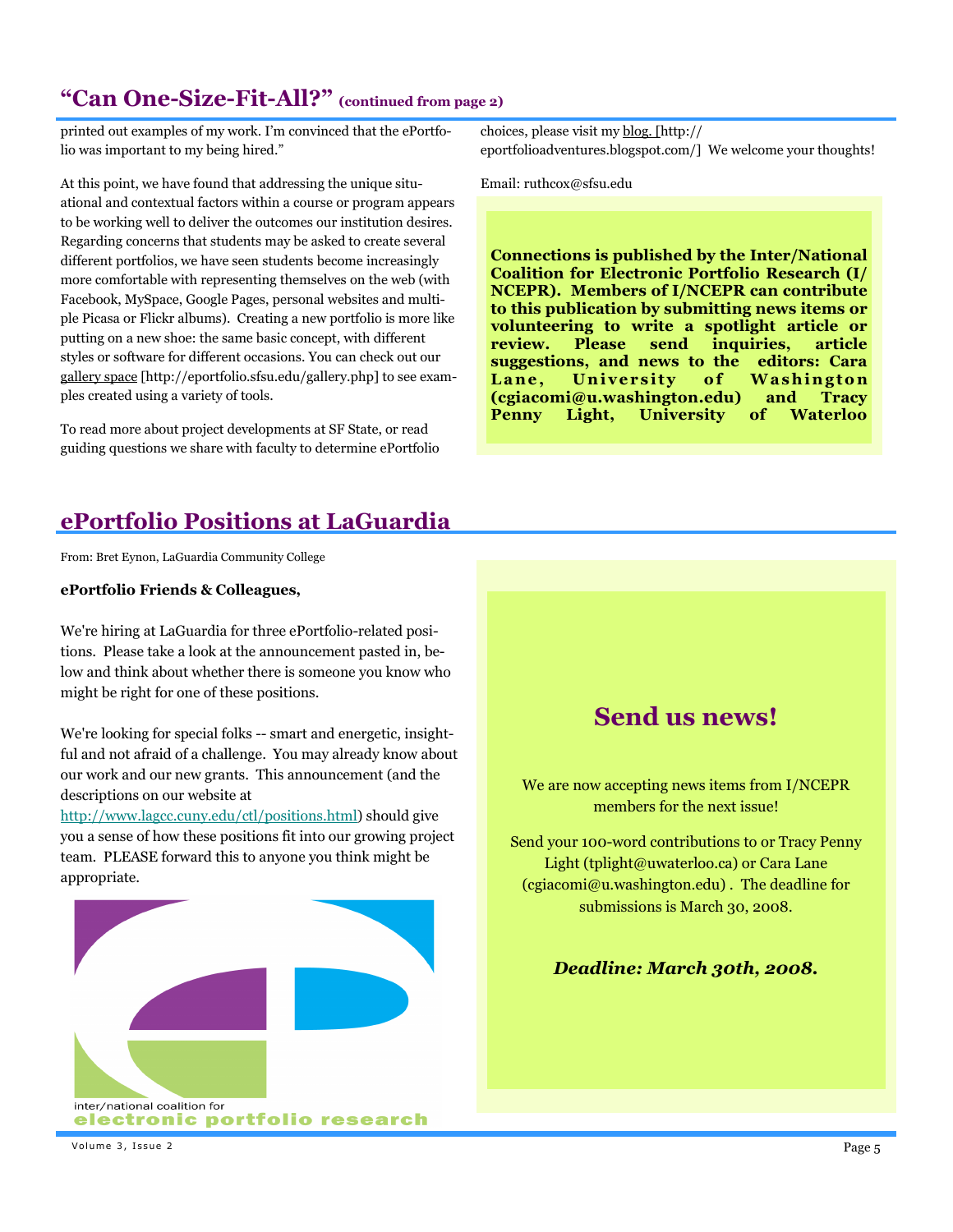## "Can One-Size-Fit-All?" (continued from page 2)

printed out examples of my work. I'm convinced that the ePortfolio was important to my being hired."

At this point, we have found that addressing the unique situational and contextual factors within a course or program appears to be working well to deliver the outcomes our institution desires. Regarding concerns that students may be asked to create several different portfolios, we have seen students become increasingly more comfortable with representing themselves on the web (with Facebook, MySpace, Google Pages, personal websites and multiple Picasa or Flickr albums). Creating a new portfolio is more like putting on a new shoe: the same basic concept, with different styles or software for different occasions. You can check out our gallery space [http://eportfolio.sfsu.edu/gallery.php] to see examples created using a variety of tools.

To read more about project developments at SF State, or read guiding questions we share with faculty to determine ePortfolio choices, please visit my blog. [http://eportfolioadventures.blogspot.com/] We welcome your thoughts!

Email: ruthcox@sfsu.edu

**Connections is published by the Inter/National Coalition for Electronic Portfolio Research (I/NCEPR). Members of I/NCEPR can contribute to this publication by submitting news items or volunteering to write a spotlight article or review. Please send inquiries, article suggestions, and news to the editors: Cara Lane, University of Washington (cgiacomi@u.washington.edu) and Tracy Penny Light, University of Waterloo**

## ePortfolio Positions at LaGuardia

From: Bret Eynon, LaGuardia Community College

**ePortfolio Friends & Colleagues,**

We're hiring at LaGuardia for three ePortfolio-related positions. Please take a look at the announcement pasted in, below and think about whether there is someone you know who might be right for one of these positions.

We're looking for special folks -- smart and energetic, insightful and not afraid of a challenge. You may already know about our work and our new grants. This announcement (and the descriptions on our website at http://www.lagcc.cuny.edu/ctl/positions.html) should give you a sense of how these positions fit into our growing project team. PLEASE forward this to anyone you think might be appropriate.

inter/national coalition for
electronic portfolio research

## Send us news!

We are now accepting news items from I/NCEPR members for the next issue!

Send your 100-word contributions to or Tracy Penny Light (tplight@uwaterloo.ca) or Cara Lane (cgiacomi@u.washington.edu) . The deadline for submissions is March 30, 2008.

***Deadline: March 30th, 2008.***